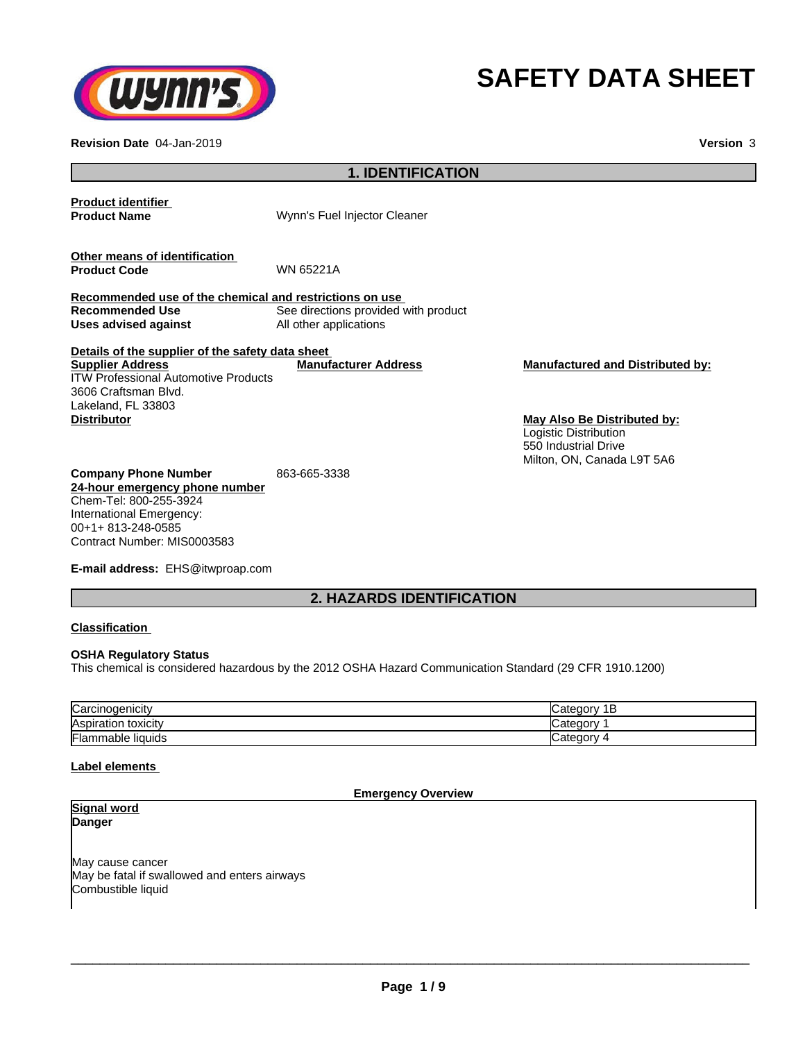# SAFETY DATA SHEET

**Revision Date** 04-Jan-2019 **Version** 3

## 1. IDENTIFICATION

**Product identifier**

**Product Name** Wynn's Fuel Injector Cleaner

**Other means of identification**

**Product Code** WN 65221A

**Recommended use of the chemical and restrictions on use**

**Recommended Use** See directions provided with product

**Uses advised against** All other applications

**Details of the supplier of the safety data sheet**

**Supplier Address**

ITW Professional Automotive Products
3606 Craftsman Blvd.
Lakeland, FL 33803

**Manufacturer Address**

**Manufactured and Distributed by:**

**Distributor**

**May Also Be Distributed by:**

Logistic Distribution
550 Industrial Drive
Milton, ON, Canada L9T 5A6

**Company Phone Number** 863-665-3338

**24-hour emergency phone number**

Chem-Tel: 800-255-3924
International Emergency:
00+1+ 813-248-0585
Contract Number: MIS0003583

**E-mail address:** EHS@itwproap.com

## 2. HAZARDS IDENTIFICATION

**Classification**

**OSHA Regulatory Status**

This chemical is considered hazardous by the 2012 OSHA Hazard Communication Standard (29 CFR 1910.1200)

| | |
|---|---|
| Carcinogenicity | Category 1B |
| Aspiration toxicity | Category 1 |
| Flammable liquids | Category 4 |

**Label elements**

**Emergency Overview**

**Signal word**

**Danger**

May cause cancer
May be fatal if swallowed and enters airways
Combustible liquid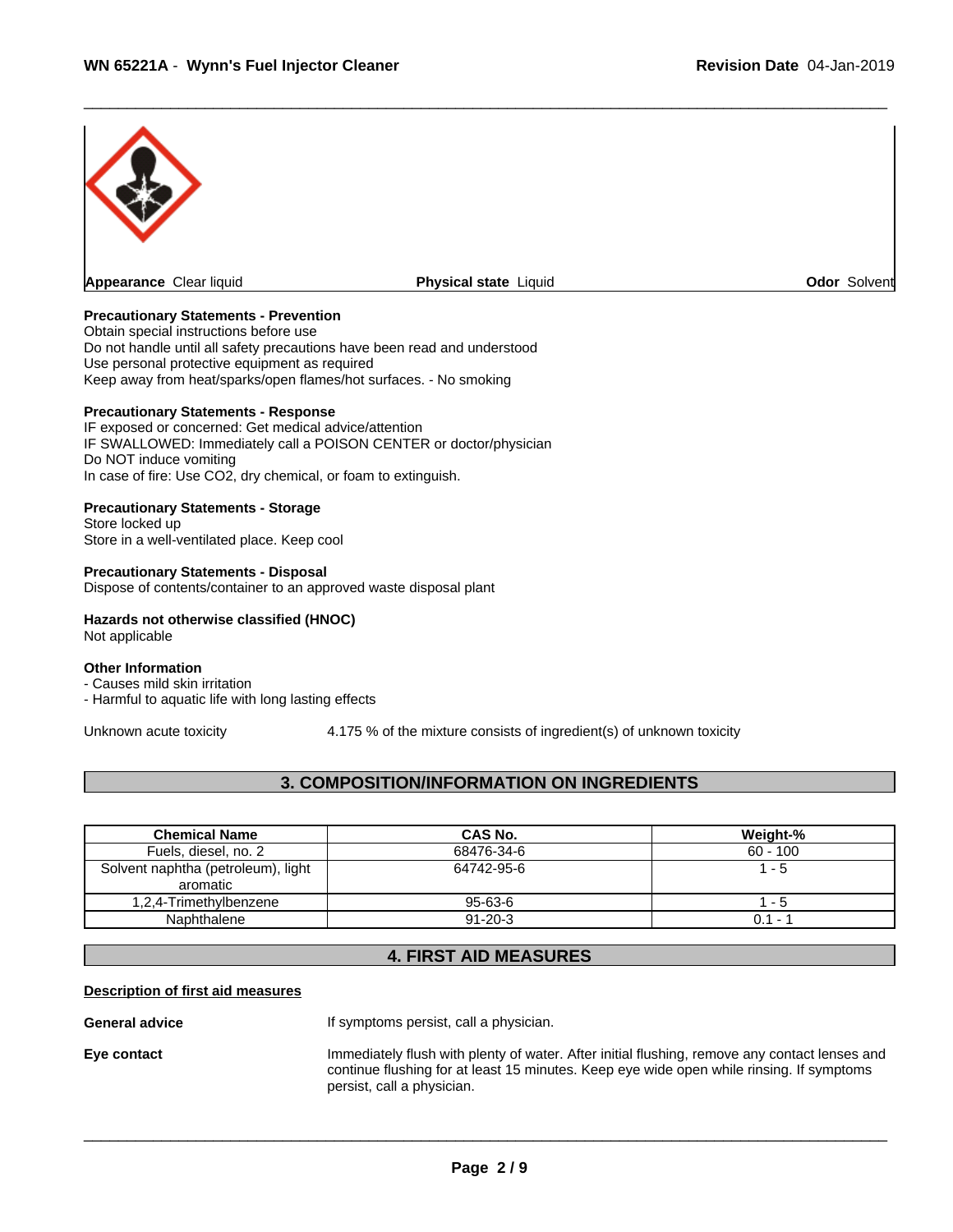**Appearance** Clear liquid **Physical state** Liquid **Odor** Solvent

**Precautionary Statements - Prevention**
Obtain special instructions before use
Do not handle until all safety precautions have been read and understood
Use personal protective equipment as required
Keep away from heat/sparks/open flames/hot surfaces. - No smoking

**Precautionary Statements - Response**
IF exposed or concerned: Get medical advice/attention
IF SWALLOWED: Immediately call a POISON CENTER or doctor/physician
Do NOT induce vomiting
In case of fire: Use CO2, dry chemical, or foam to extinguish.

**Precautionary Statements - Storage**
Store locked up
Store in a well-ventilated place. Keep cool

**Precautionary Statements - Disposal**
Dispose of contents/container to an approved waste disposal plant

**Hazards not otherwise classified (HNOC)**
Not applicable

**Other Information**
- Causes mild skin irritation
- Harmful to aquatic life with long lasting effects

Unknown acute toxicity 4.175 % of the mixture consists of ingredient(s) of unknown toxicity

## 3. COMPOSITION/INFORMATION ON INGREDIENTS

| Chemical Name | CAS No. | Weight-% |
|---|---|---|
| Fuels, diesel, no. 2 | 68476-34-6 | 60 - 100 |
| Solvent naphtha (petroleum), light aromatic | 64742-95-6 | 1 - 5 |
| 1,2,4-Trimethylbenzene | 95-63-6 | 1 - 5 |
| Naphthalene | 91-20-3 | 0.1 - 1 |

## 4. FIRST AID MEASURES

**Description of first aid measures**

**General advice** If symptoms persist, call a physician.

**Eye contact** Immediately flush with plenty of water. After initial flushing, remove any contact lenses and continue flushing for at least 15 minutes. Keep eye wide open while rinsing. If symptoms persist, call a physician.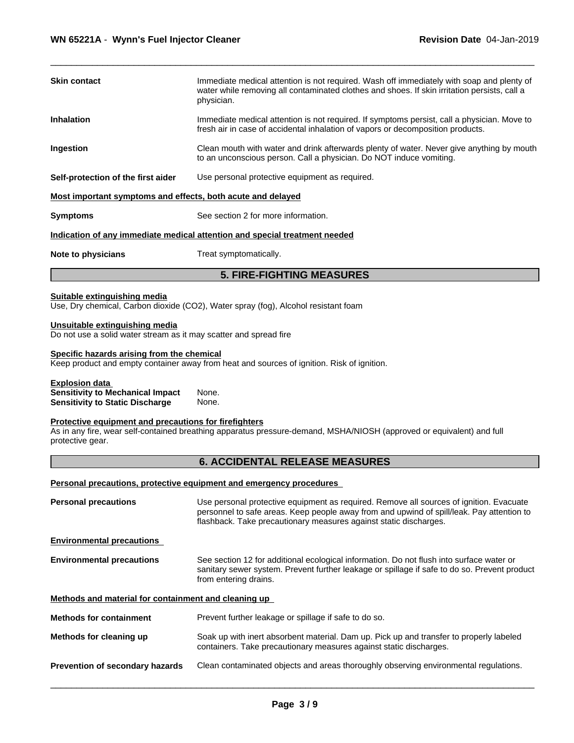| | |
|---|---|
| **Skin contact** | Immediate medical attention is not required. Wash off immediately with soap and plenty of water while removing all contaminated clothes and shoes. If skin irritation persists, call a physician. |
| **Inhalation** | Immediate medical attention is not required. If symptoms persist, call a physician. Move to fresh air in case of accidental inhalation of vapors or decomposition products. |
| **Ingestion** | Clean mouth with water and drink afterwards plenty of water. Never give anything by mouth to an unconscious person. Call a physician. Do NOT induce vomiting. |
| **Self-protection of the first aider** | Use personal protective equipment as required. |

**Most important symptoms and effects, both acute and delayed**

| | |
|---|---|
| **Symptoms** | See section 2 for more information. |

**Indication of any immediate medical attention and special treatment needed**

| | |
|---|---|
| **Note to physicians** | Treat symptomatically. |

## 5. FIRE-FIGHTING MEASURES

**Suitable extinguishing media**

Use, Dry chemical, Carbon dioxide ($CO_2$), Water spray (fog), Alcohol resistant foam

**Unsuitable extinguishing media**

Do not use a solid water stream as it may scatter and spread fire

**Specific hazards arising from the chemical**

Keep product and empty container away from heat and sources of ignition. Risk of ignition.

**Explosion data**

| | |
|---|---|
| **Sensitivity to Mechanical Impact** | None. |
| **Sensitivity to Static Discharge** | None. |

**Protective equipment and precautions for firefighters**

As in any fire, wear self-contained breathing apparatus pressure-demand, MSHA/NIOSH (approved or equivalent) and full protective gear.

## 6. ACCIDENTAL RELEASE MEASURES

**Personal precautions, protective equipment and emergency procedures**

| | |
|---|---|
| **Personal precautions** | Use personal protective equipment as required. Remove all sources of ignition. Evacuate personnel to safe areas. Keep people away from and upwind of spill/leak. Pay attention to flashback. Take precautionary measures against static discharges. |

**Environmental precautions**

| | |
|---|---|
| **Environmental precautions** | See section 12 for additional ecological information. Do not flush into surface water or sanitary sewer system. Prevent further leakage or spillage if safe to do so. Prevent product from entering drains. |

**Methods and material for containment and cleaning up**

| | |
|---|---|
| **Methods for containment** | Prevent further leakage or spillage if safe to do so. |
| **Methods for cleaning up** | Soak up with inert absorbent material. Dam up. Pick up and transfer to properly labeled containers. Take precautionary measures against static discharges. |
| **Prevention of secondary hazards** | Clean contaminated objects and areas thoroughly observing environmental regulations. |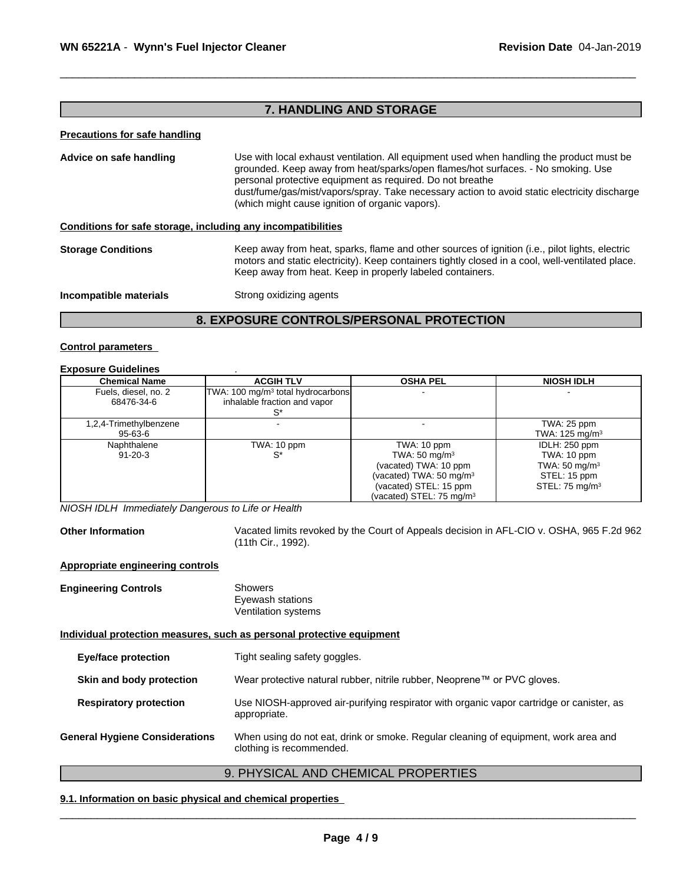## 7. HANDLING AND STORAGE

**Precautions for safe handling**

**Advice on safe handling** Use with local exhaust ventilation. All equipment used when handling the product must be grounded. Keep away from heat/sparks/open flames/hot surfaces. - No smoking. Use personal protective equipment as required. Do not breathe dust/fume/gas/mist/vapors/spray. Take necessary action to avoid static electricity discharge (which might cause ignition of organic vapors).

**Conditions for safe storage, including any incompatibilities**

**Storage Conditions** Keep away from heat, sparks, flame and other sources of ignition (i.e., pilot lights, electric motors and static electricity). Keep containers tightly closed in a cool, well-ventilated place. Keep away from heat. Keep in properly labeled containers.

**Incompatible materials** Strong oxidizing agents

## 8. EXPOSURE CONTROLS/PERSONAL PROTECTION

**Control parameters**

**Exposure Guidelines** .

| Chemical Name | ACGIH TLV | OSHA PEL | NIOSH IDLH |
|---|---|---|---|
| Fuels, diesel, no. 2<br>68476-34-6 | TWA: 100 mg/m³ total hydrocarbons inhalable fraction and vapor<br>S* | - | - |
| 1,2,4-Trimethylbenzene<br>95-63-6 | - | - | TWA: 25 ppm<br>TWA: 125 mg/m³ |
| Naphthalene<br>91-20-3 | TWA: 10 ppm<br>S* | TWA: 10 ppm<br>TWA: 50 mg/m³<br>(vacated) TWA: 10 ppm<br>(vacated) TWA: 50 mg/m³<br>(vacated) STEL: 15 ppm<br>(vacated) STEL: 75 mg/m³ | IDLH: 250 ppm<br>TWA: 10 ppm<br>TWA: 50 mg/m³<br>STEL: 15 ppm<br>STEL: 75 mg/m³ |

*NIOSH IDLH Immediately Dangerous to Life or Health*

**Other Information** Vacated limits revoked by the Court of Appeals decision in AFL-CIO v. OSHA, 965 F.2d 962 (11th Cir., 1992).

**Appropriate engineering controls**

**Engineering Controls** Showers
Eyewash stations
Ventilation systems

**Individual protection measures, such as personal protective equipment**

**Eye/face protection** Tight sealing safety goggles.

**Skin and body protection** Wear protective natural rubber, nitrile rubber, Neoprene™ or PVC gloves.

**Respiratory protection** Use NIOSH-approved air-purifying respirator with organic vapor cartridge or canister, as appropriate.

**General Hygiene Considerations** When using do not eat, drink or smoke. Regular cleaning of equipment, work area and clothing is recommended.

## 9. PHYSICAL AND CHEMICAL PROPERTIES

**9.1. Information on basic physical and chemical properties**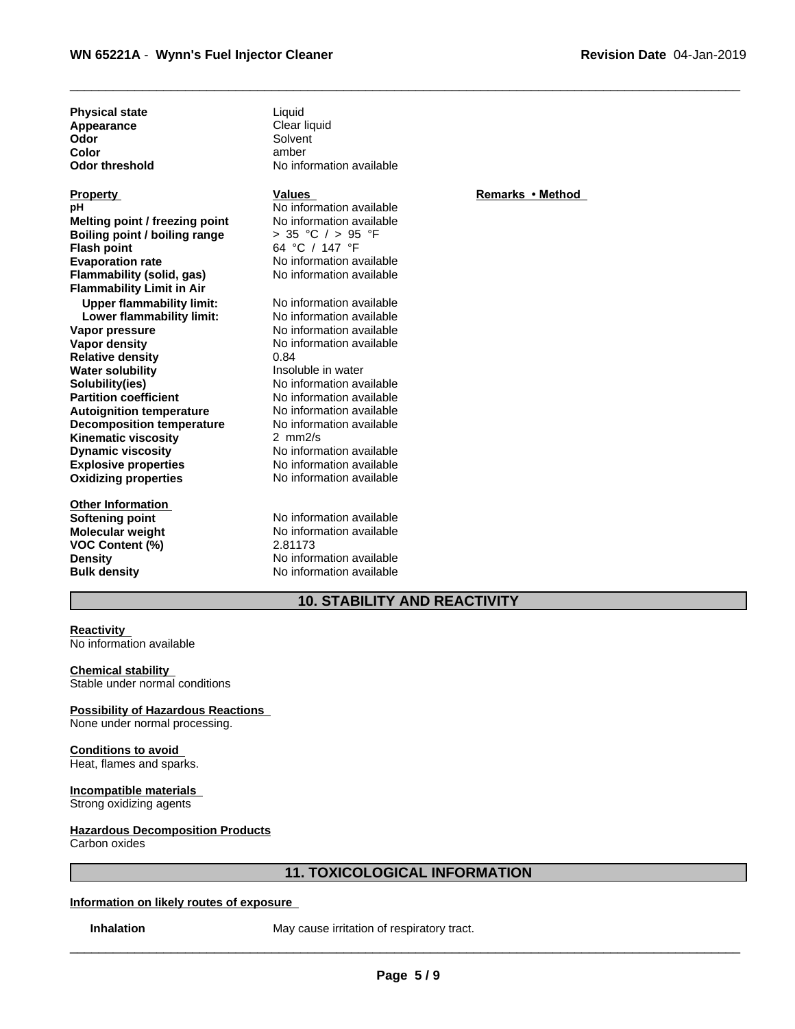| | |
|---|---|
| **Physical state** | Liquid |
| **Appearance** | Clear liquid |
| **Odor** | Solvent |
| **Color** | amber |
| **Odor threshold** | No information available |

| **Property** | **Values** | **Remarks • Method** |
|---|---|---|
| **pH** | No information available | |
| **Melting point / freezing point** | No information available | |
| **Boiling point / boiling range** | > 35 °C / > 95 °F | |
| **Flash point** | 64 °C / 147 °F | |
| **Evaporation rate** | No information available | |
| **Flammability (solid, gas)** | No information available | |
| **Flammability Limit in Air** | | |
| **Upper flammability limit:** | No information available | |
| **Lower flammability limit:** | No information available | |
| **Vapor pressure** | No information available | |
| **Vapor density** | No information available | |
| **Relative density** | 0.84 | |
| **Water solubility** | Insoluble in water | |
| **Solubility(ies)** | No information available | |
| **Partition coefficient** | No information available | |
| **Autoignition temperature** | No information available | |
| **Decomposition temperature** | No information available | |
| **Kinematic viscosity** | 2 mm2/s | |
| **Dynamic viscosity** | No information available | |
| **Explosive properties** | No information available | |
| **Oxidizing properties** | No information available | |

| **Other Information** | |
|---|---|
| **Softening point** | No information available |
| **Molecular weight** | No information available |
| **VOC Content (%)** | 2.81173 |
| **Density** | No information available |
| **Bulk density** | No information available |

## 10. STABILITY AND REACTIVITY

**Reactivity**
No information available

**Chemical stability**
Stable under normal conditions

**Possibility of Hazardous Reactions**
None under normal processing.

**Conditions to avoid**
Heat, flames and sparks.

**Incompatible materials**
Strong oxidizing agents

**Hazardous Decomposition Products**
Carbon oxides

## 11. TOXICOLOGICAL INFORMATION

**Information on likely routes of exposure**

**Inhalation** May cause irritation of respiratory tract.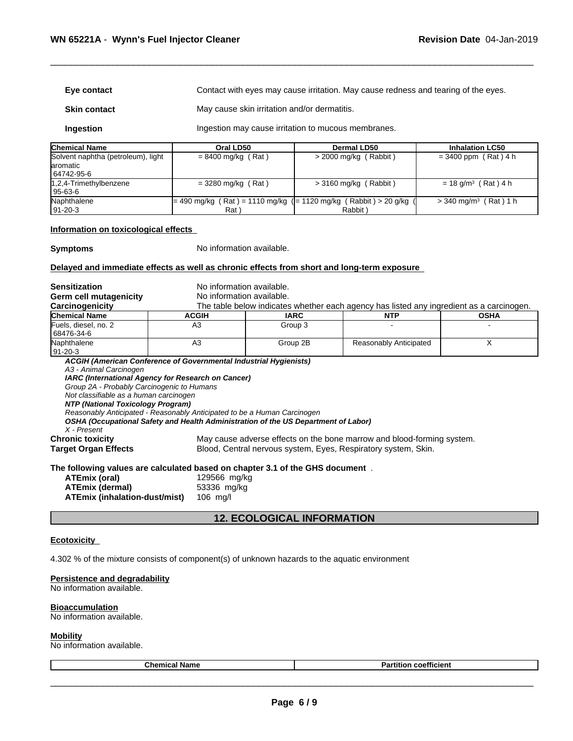**Eye contact** Contact with eyes may cause irritation. May cause redness and tearing of the eyes.

**Skin contact** May cause skin irritation and/or dermatitis.

**Ingestion** Ingestion may cause irritation to mucous membranes.

| Chemical Name | Oral LD50 | Dermal LD50 | Inhalation LC50 |
|---|---|---|---|
| Solvent naphtha (petroleum), light aromatic 64742-95-6 | = 8400 mg/kg ( Rat ) | > 2000 mg/kg ( Rabbit ) | = 3400 ppm ( Rat ) 4 h |
| 1,2,4-Trimethylbenzene 95-63-6 | = 3280 mg/kg ( Rat ) | > 3160 mg/kg ( Rabbit ) | = 18 g/m³ ( Rat ) 4 h |
| Naphthalene 91-20-3 | = 490 mg/kg ( Rat ) = 1110 mg/kg ( Rat ) | = 1120 mg/kg ( Rabbit ) > 20 g/kg ( Rabbit ) | > 340 mg/m³ ( Rat ) 1 h |

**Information on toxicological effects**

**Symptoms** No information available.

**Delayed and immediate effects as well as chronic effects from short and long-term exposure**

**Sensitization** No information available.
**Germ cell mutagenicity** No information available.
**Carcinogenicity** The table below indicates whether each agency has listed any ingredient as a carcinogen.

| Chemical Name | ACGIH | IARC | NTP | OSHA |
|---|---|---|---|---|
| Fuels, diesel, no. 2 68476-34-6 | A3 | Group 3 | - | - |
| Naphthalene 91-20-3 | A3 | Group 2B | Reasonably Anticipated | X |

***ACGIH (American Conference of Governmental Industrial Hygienists)***
*A3 - Animal Carcinogen*
***IARC (International Agency for Research on Cancer)***
*Group 2A - Probably Carcinogenic to Humans*
*Not classifiable as a human carcinogen*
***NTP (National Toxicology Program)***
*Reasonably Anticipated - Reasonably Anticipated to be a Human Carcinogen*
***OSHA (Occupational Safety and Health Administration of the US Department of Labor)***
*X - Present*

**Chronic toxicity** May cause adverse effects on the bone marrow and blood-forming system.
**Target Organ Effects** Blood, Central nervous system, Eyes, Respiratory system, Skin.

**The following values are calculated based on chapter 3.1 of the GHS document** .

**ATEmix (oral)** 129566 mg/kg
**ATEmix (dermal)** 53336 mg/kg
**ATEmix (inhalation-dust/mist)** 106 mg/l

## 12. ECOLOGICAL INFORMATION

**Ecotoxicity**

4.302 % of the mixture consists of component(s) of unknown hazards to the aquatic environment

**Persistence and degradability**
No information available.

**Bioaccumulation**
No information available.

**Mobility**
No information available.

| Chemical Name | Partition coefficient |
|---|---|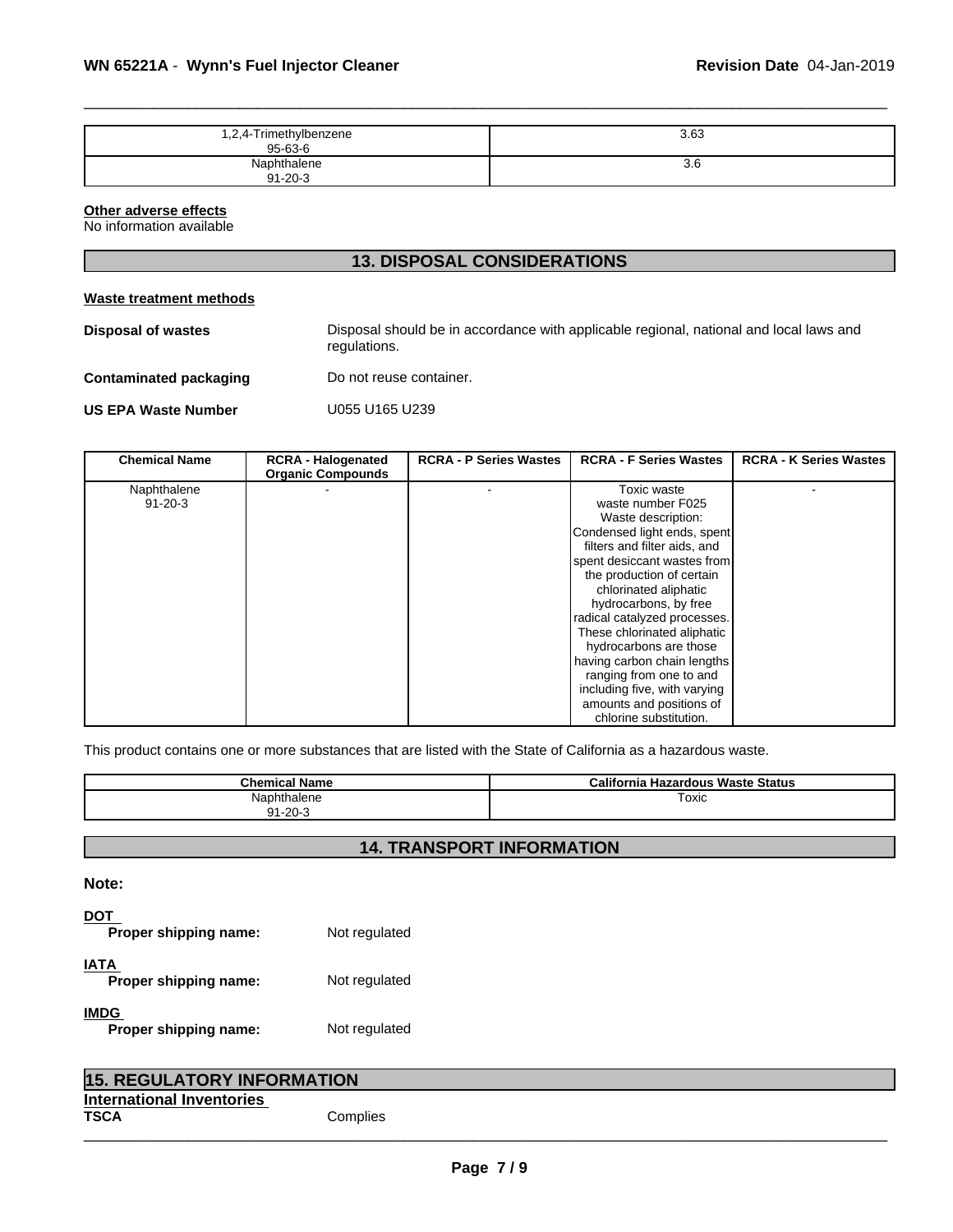| | |
|---|---|
| 1,2,4-Trimethylbenzene 95-63-6 | 3.63 |
| Naphthalene 91-20-3 | 3.6 |

**Other adverse effects**
No information available

## 13. DISPOSAL CONSIDERATIONS

**Waste treatment methods**

**Disposal of wastes** Disposal should be in accordance with applicable regional, national and local laws and regulations.

**Contaminated packaging** Do not reuse container.

**US EPA Waste Number** U055 U165 U239

| Chemical Name | RCRA - Halogenated Organic Compounds | RCRA - P Series Wastes | RCRA - F Series Wastes | RCRA - K Series Wastes |
|---|---|---|---|---|
| Naphthalene 91-20-3 | - | - | Toxic waste waste number F025 Waste description: Condensed light ends, spent filters and filter aids, and spent desiccant wastes from the production of certain chlorinated aliphatic hydrocarbons, by free radical catalyzed processes. These chlorinated aliphatic hydrocarbons are those having carbon chain lengths ranging from one to and including five, with varying amounts and positions of chlorine substitution. | - |

This product contains one or more substances that are listed with the State of California as a hazardous waste.

| Chemical Name | California Hazardous Waste Status |
|---|---|
| Naphthalene 91-20-3 | Toxic |

## 14. TRANSPORT INFORMATION

**Note:**

**DOT**
**Proper shipping name:** Not regulated

**IATA**
**Proper shipping name:** Not regulated

**IMDG**
**Proper shipping name:** Not regulated

## 15. REGULATORY INFORMATION

**International Inventories**
**TSCA** Complies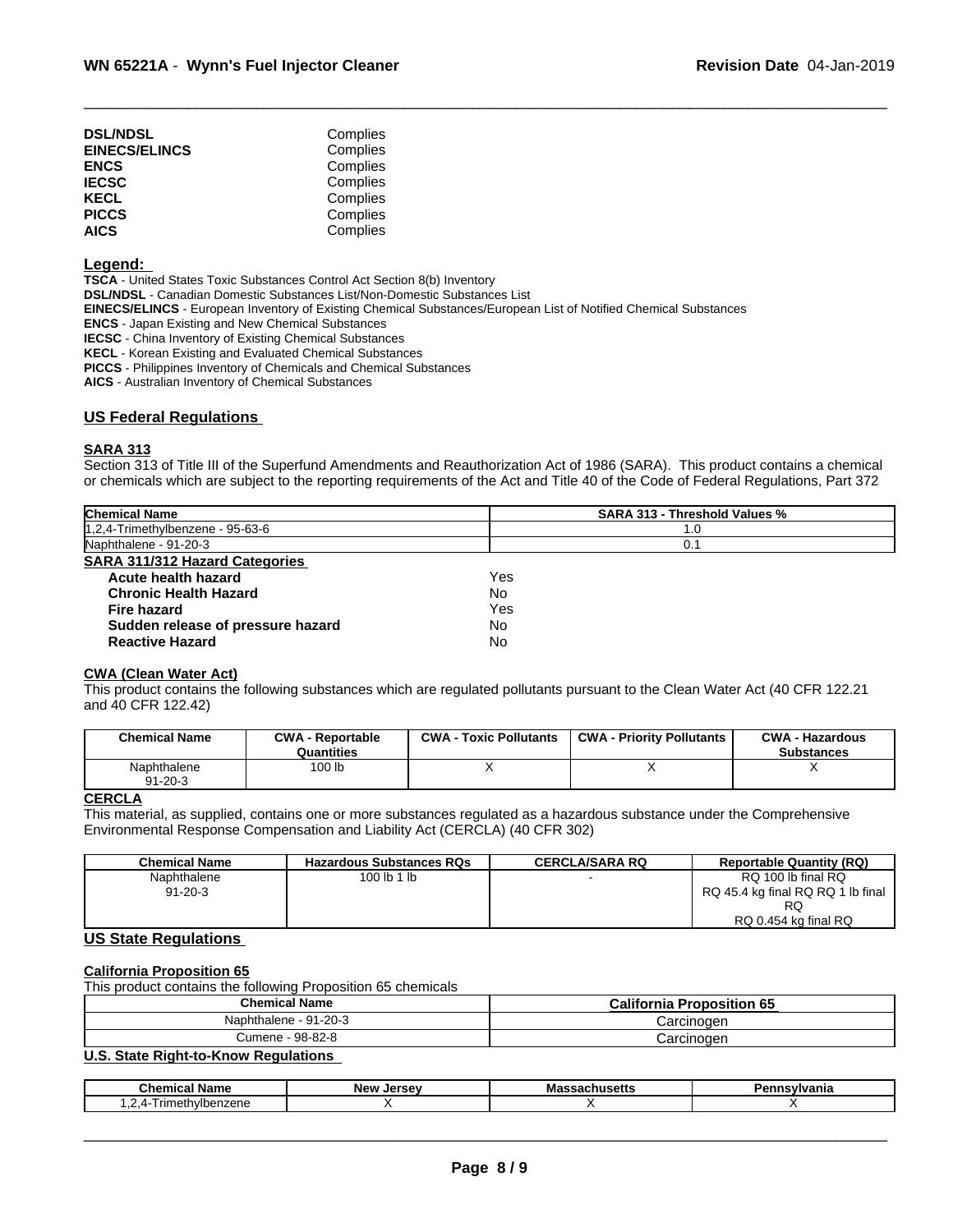| | |
|---|---|
| **DSL/NDSL** | Complies |
| **EINECS/ELINCS** | Complies |
| **ENCS** | Complies |
| **IECSC** | Complies |
| **KECL** | Complies |
| **PICCS** | Complies |
| **AICS** | Complies |

**Legend:**

**TSCA** - United States Toxic Substances Control Act Section 8(b) Inventory
**DSL/NDSL** - Canadian Domestic Substances List/Non-Domestic Substances List
**EINECS/ELINCS** - European Inventory of Existing Chemical Substances/European List of Notified Chemical Substances
**ENCS** - Japan Existing and New Chemical Substances
**IECSC** - China Inventory of Existing Chemical Substances
**KECL** - Korean Existing and Evaluated Chemical Substances
**PICCS** - Philippines Inventory of Chemicals and Chemical Substances
**AICS** - Australian Inventory of Chemical Substances

## US Federal Regulations

### SARA 313

Section 313 of Title III of the Superfund Amendments and Reauthorization Act of 1986 (SARA). This product contains a chemical or chemicals which are subject to the reporting requirements of the Act and Title 40 of the Code of Federal Regulations, Part 372

| Chemical Name | SARA 313 - Threshold Values % |
|---|---|
| 1,2,4-Trimethylbenzene - 95-63-6 | 1.0 |
| Naphthalene - 91-20-3 | 0.1 |

### SARA 311/312 Hazard Categories

| | |
|---|---|
| **Acute health hazard** | Yes |
| **Chronic Health Hazard** | No |
| **Fire hazard** | Yes |
| **Sudden release of pressure hazard** | No |
| **Reactive Hazard** | No |

### CWA (Clean Water Act)

This product contains the following substances which are regulated pollutants pursuant to the Clean Water Act (40 CFR 122.21 and 40 CFR 122.42)

| Chemical Name | CWA - Reportable Quantities | CWA - Toxic Pollutants | CWA - Priority Pollutants | CWA - Hazardous Substances |
|---|---|---|---|---|
| Naphthalene 91-20-3 | 100 lb | X | X | X |

### CERCLA

This material, as supplied, contains one or more substances regulated as a hazardous substance under the Comprehensive Environmental Response Compensation and Liability Act (CERCLA) (40 CFR 302)

| Chemical Name | Hazardous Substances RQs | CERCLA/SARA RQ | Reportable Quantity (RQ) |
|---|---|---|---|
| Naphthalene 91-20-3 | 100 lb 1 lb | - | RQ 100 lb final RQ RQ 45.4 kg final RQ RQ 1 lb final RQ RQ 0.454 kg final RQ |

## US State Regulations

### California Proposition 65

This product contains the following Proposition 65 chemicals

| Chemical Name | California Proposition 65 |
|---|---|
| Naphthalene - 91-20-3 | Carcinogen |
| Cumene - 98-82-8 | Carcinogen |

### U.S. State Right-to-Know Regulations

| Chemical Name | New Jersey | Massachusetts | Pennsylvania |
|---|---|---|---|
| 1,2,4-Trimethylbenzene | X | X | X |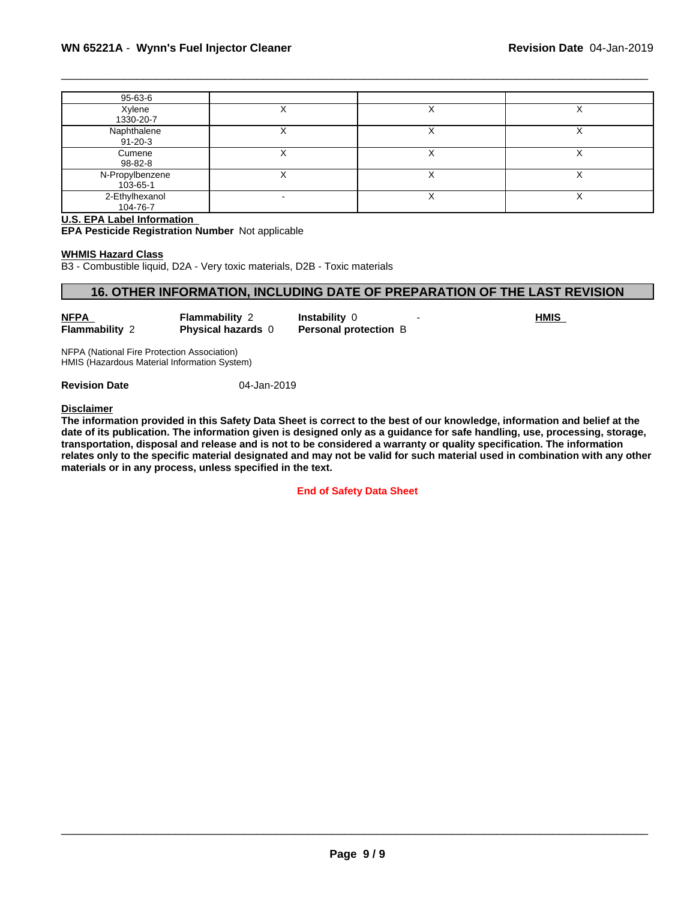| | | | |
|---|---|---|---|
| 95-63-6 | | | |
| Xylene 1330-20-7 | X | X | X |
| Naphthalene 91-20-3 | X | X | X |
| Cumene 98-82-8 | X | X | X |
| N-Propylbenzene 103-65-1 | X | X | X |
| 2-Ethylhexanol 104-76-7 | - | X | X |

**U.S. EPA Label Information**

**EPA Pesticide Registration Number** Not applicable

**WHMIS Hazard Class**

B3 - Combustible liquid, D2A - Very toxic materials, D2B - Toxic materials

## 16. OTHER INFORMATION, INCLUDING DATE OF PREPARATION OF THE LAST REVISION

**NFPA** **Flammability** 2 **Instability** 0 - **HMIS**

**Flammability** 2 **Physical hazards** 0 **Personal protection** B

NFPA (National Fire Protection Association)
HMIS (Hazardous Material Information System)

**Revision Date** 04-Jan-2019

**Disclaimer**

**The information provided in this Safety Data Sheet is correct to the best of our knowledge, information and belief at the date of its publication. The information given is designed only as a guidance for safe handling, use, processing, storage, transportation, disposal and release and is not to be considered a warranty or quality specification. The information relates only to the specific material designated and may not be valid for such material used in combination with any other materials or in any process, unless specified in the text.**

**End of Safety Data Sheet**